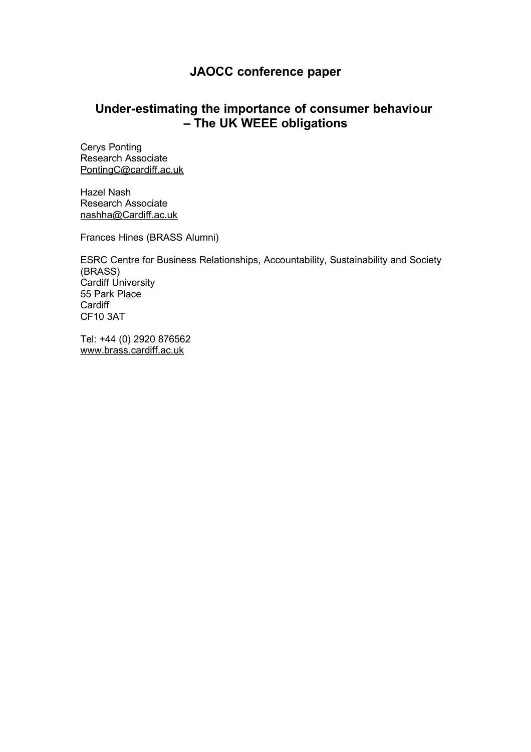## JAOCC conference paper

# Under-estimating the importance of consumer behaviour – The UK WEEE obligations

Cerys Ponting
Research Associate
PontingC@cardiff.ac.uk

Hazel Nash
Research Associate
nashha@Cardiff.ac.uk

Frances Hines (BRASS Alumni)

ESRC Centre for Business Relationships, Accountability, Sustainability and Society (BRASS)
Cardiff University
55 Park Place
Cardiff
CF10 3AT

Tel: +44 (0) 2920 876562
www.brass.cardiff.ac.uk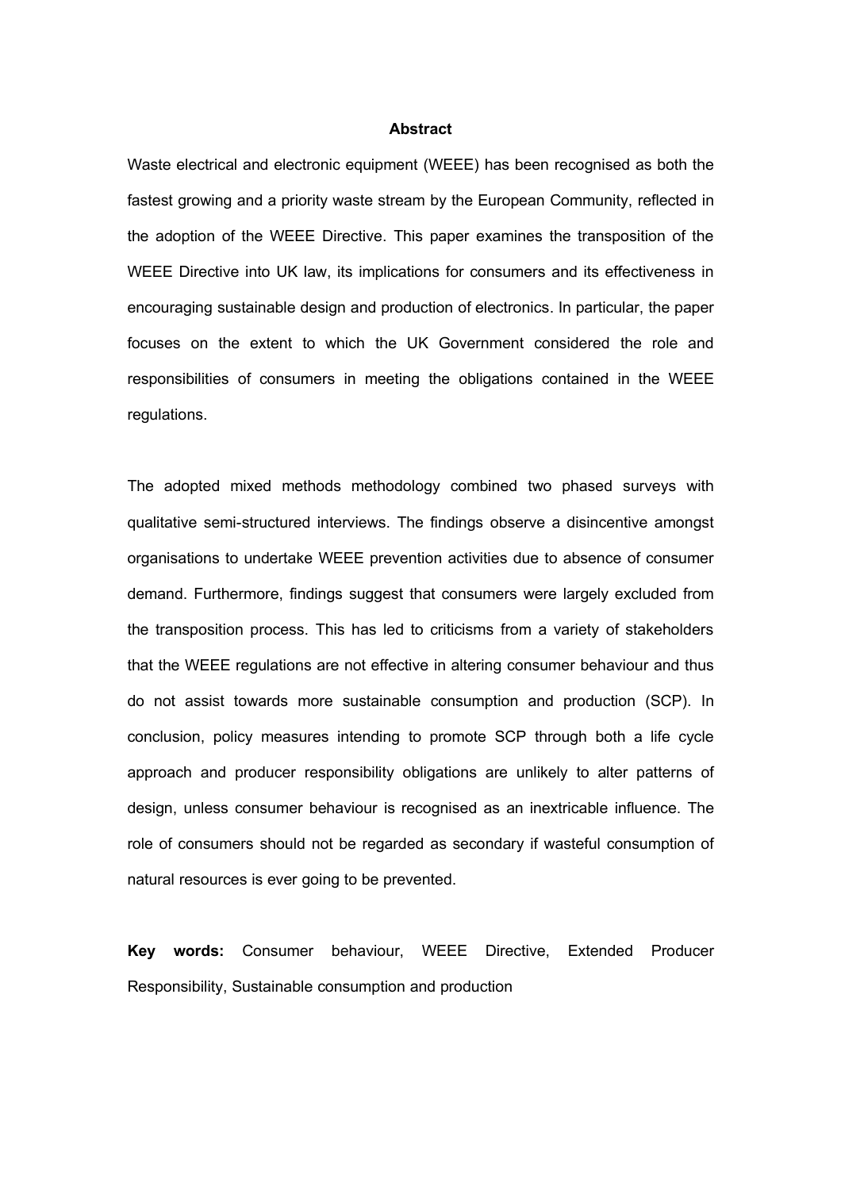## Abstract

Waste electrical and electronic equipment (WEEE) has been recognised as both the fastest growing and a priority waste stream by the European Community, reflected in the adoption of the WEEE Directive. This paper examines the transposition of the WEEE Directive into UK law, its implications for consumers and its effectiveness in encouraging sustainable design and production of electronics. In particular, the paper focuses on the extent to which the UK Government considered the role and responsibilities of consumers in meeting the obligations contained in the WEEE regulations.

The adopted mixed methods methodology combined two phased surveys with qualitative semi-structured interviews. The findings observe a disincentive amongst organisations to undertake WEEE prevention activities due to absence of consumer demand. Furthermore, findings suggest that consumers were largely excluded from the transposition process. This has led to criticisms from a variety of stakeholders that the WEEE regulations are not effective in altering consumer behaviour and thus do not assist towards more sustainable consumption and production (SCP). In conclusion, policy measures intending to promote SCP through both a life cycle approach and producer responsibility obligations are unlikely to alter patterns of design, unless consumer behaviour is recognised as an inextricable influence. The role of consumers should not be regarded as secondary if wasteful consumption of natural resources is ever going to be prevented.

**Key words:** Consumer behaviour, WEEE Directive, Extended Producer Responsibility, Sustainable consumption and production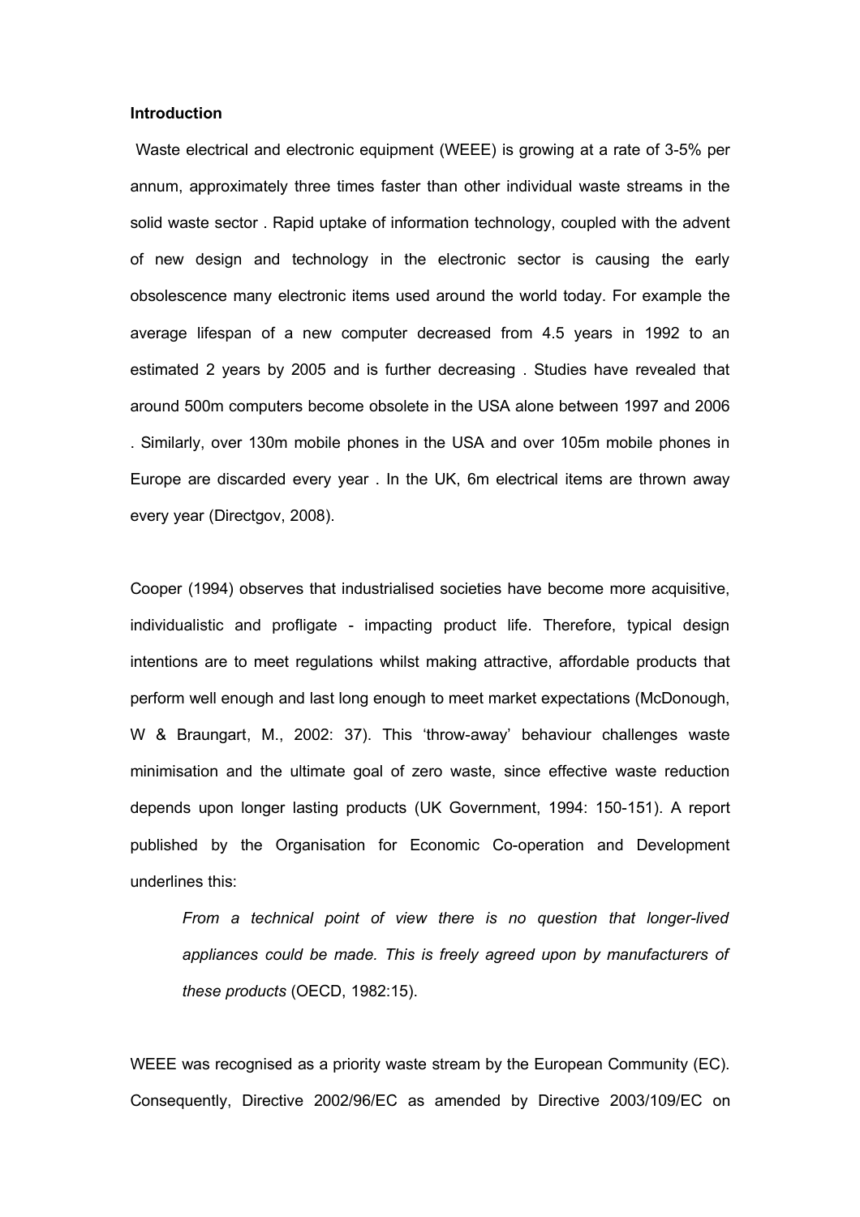**Introduction**

Waste electrical and electronic equipment (WEEE) is growing at a rate of 3-5% per annum, approximately three times faster than other individual waste streams in the solid waste sector . Rapid uptake of information technology, coupled with the advent of new design and technology in the electronic sector is causing the early obsolescence many electronic items used around the world today. For example the average lifespan of a new computer decreased from 4.5 years in 1992 to an estimated 2 years by 2005 and is further decreasing . Studies have revealed that around 500m computers become obsolete in the USA alone between 1997 and 2006 . Similarly, over 130m mobile phones in the USA and over 105m mobile phones in Europe are discarded every year . In the UK, 6m electrical items are thrown away every year (Directgov, 2008).

Cooper (1994) observes that industrialised societies have become more acquisitive, individualistic and profligate - impacting product life. Therefore, typical design intentions are to meet regulations whilst making attractive, affordable products that perform well enough and last long enough to meet market expectations (McDonough, W & Braungart, M., 2002: 37). This 'throw-away' behaviour challenges waste minimisation and the ultimate goal of zero waste, since effective waste reduction depends upon longer lasting products (UK Government, 1994: 150-151). A report published by the Organisation for Economic Co-operation and Development underlines this:

> *From a technical point of view there is no question that longer-lived appliances could be made. This is freely agreed upon by manufacturers of these products* (OECD, 1982:15).

WEEE was recognised as a priority waste stream by the European Community (EC). Consequently, Directive 2002/96/EC as amended by Directive 2003/109/EC on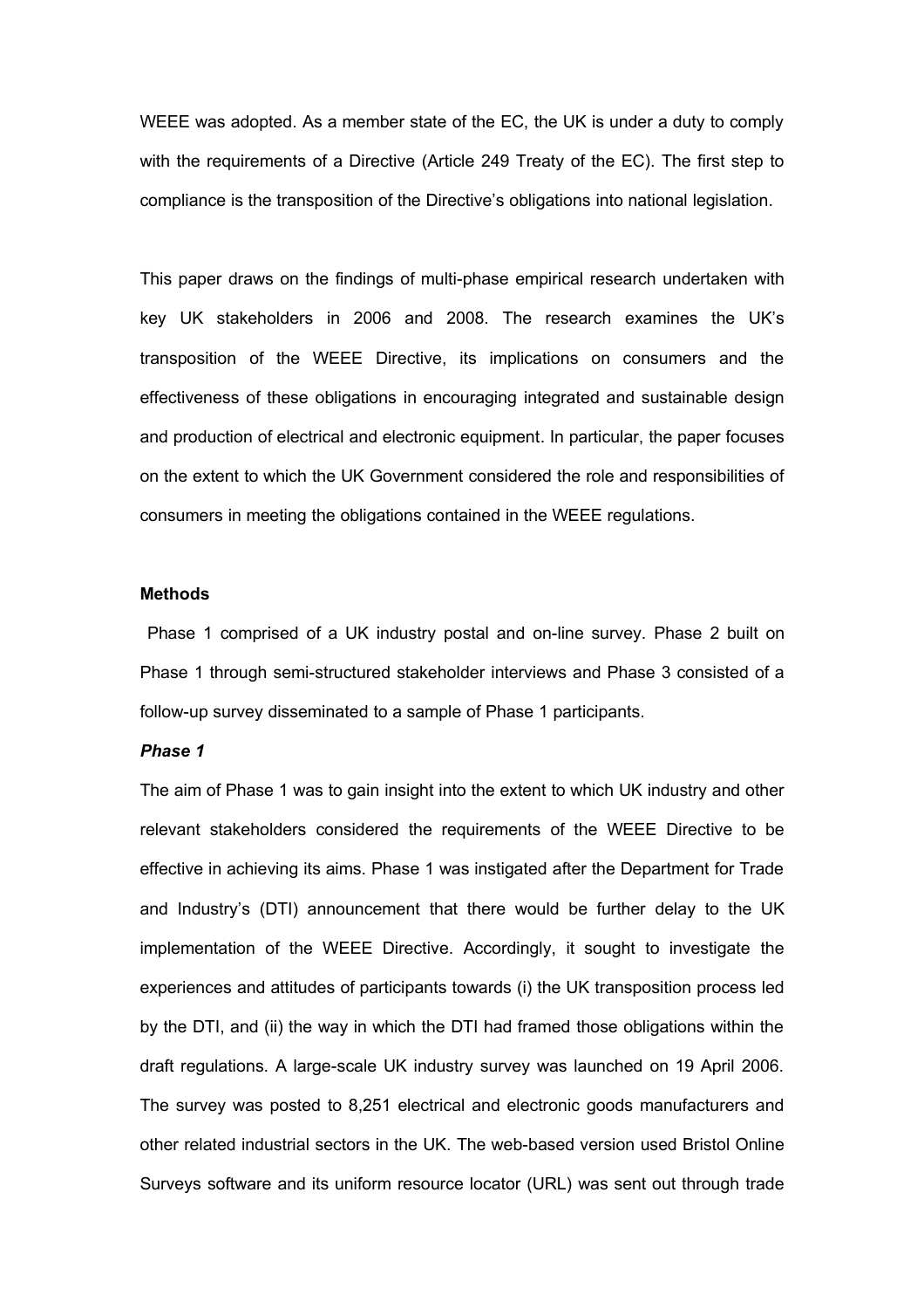WEEE was adopted. As a member state of the EC, the UK is under a duty to comply with the requirements of a Directive (Article 249 Treaty of the EC). The first step to compliance is the transposition of the Directive's obligations into national legislation.

This paper draws on the findings of multi-phase empirical research undertaken with key UK stakeholders in 2006 and 2008. The research examines the UK's transposition of the WEEE Directive, its implications on consumers and the effectiveness of these obligations in encouraging integrated and sustainable design and production of electrical and electronic equipment. In particular, the paper focuses on the extent to which the UK Government considered the role and responsibilities of consumers in meeting the obligations contained in the WEEE regulations.

**Methods**

Phase 1 comprised of a UK industry postal and on-line survey. Phase 2 built on Phase 1 through semi-structured stakeholder interviews and Phase 3 consisted of a follow-up survey disseminated to a sample of Phase 1 participants.

***Phase 1***

The aim of Phase 1 was to gain insight into the extent to which UK industry and other relevant stakeholders considered the requirements of the WEEE Directive to be effective in achieving its aims. Phase 1 was instigated after the Department for Trade and Industry's (DTI) announcement that there would be further delay to the UK implementation of the WEEE Directive. Accordingly, it sought to investigate the experiences and attitudes of participants towards (i) the UK transposition process led by the DTI, and (ii) the way in which the DTI had framed those obligations within the draft regulations. A large-scale UK industry survey was launched on 19 April 2006. The survey was posted to 8,251 electrical and electronic goods manufacturers and other related industrial sectors in the UK. The web-based version used Bristol Online Surveys software and its uniform resource locator (URL) was sent out through trade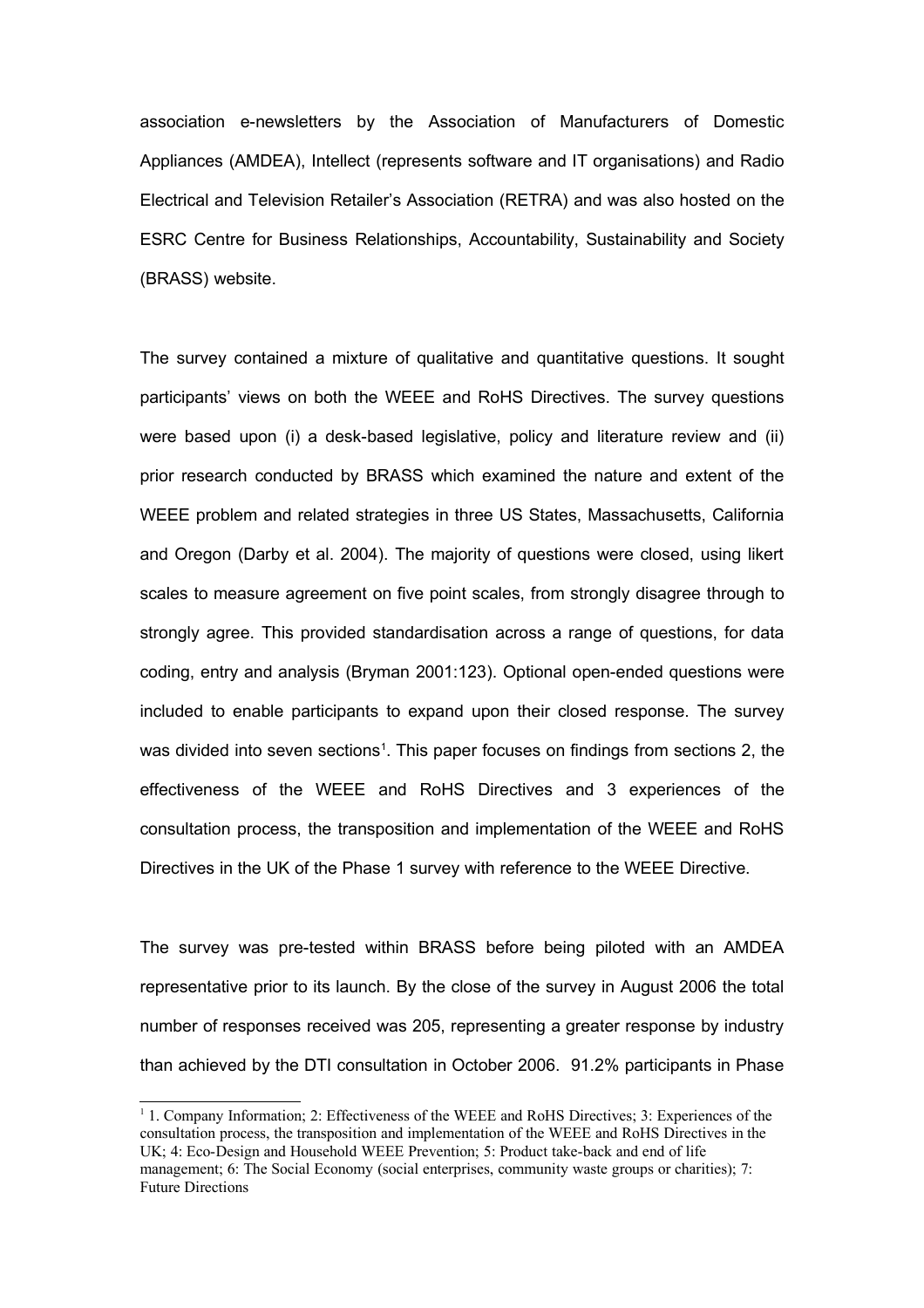association e-newsletters by the Association of Manufacturers of Domestic Appliances (AMDEA), Intellect (represents software and IT organisations) and Radio Electrical and Television Retailer's Association (RETRA) and was also hosted on the ESRC Centre for Business Relationships, Accountability, Sustainability and Society (BRASS) website.

The survey contained a mixture of qualitative and quantitative questions. It sought participants' views on both the WEEE and RoHS Directives. The survey questions were based upon (i) a desk-based legislative, policy and literature review and (ii) prior research conducted by BRASS which examined the nature and extent of the WEEE problem and related strategies in three US States, Massachusetts, California and Oregon (Darby et al. 2004). The majority of questions were closed, using likert scales to measure agreement on five point scales, from strongly disagree through to strongly agree. This provided standardisation across a range of questions, for data coding, entry and analysis (Bryman 2001:123). Optional open-ended questions were included to enable participants to expand upon their closed response. The survey was divided into seven sections[1]. This paper focuses on findings from sections 2, the effectiveness of the WEEE and RoHS Directives and 3 experiences of the consultation process, the transposition and implementation of the WEEE and RoHS Directives in the UK of the Phase 1 survey with reference to the WEEE Directive.

The survey was pre-tested within BRASS before being piloted with an AMDEA representative prior to its launch. By the close of the survey in August 2006 the total number of responses received was 205, representing a greater response by industry than achieved by the DTI consultation in October 2006. 91.2% participants in Phase

[1] 1. Company Information; 2: Effectiveness of the WEEE and RoHS Directives; 3: Experiences of the consultation process, the transposition and implementation of the WEEE and RoHS Directives in the UK; 4: Eco-Design and Household WEEE Prevention; 5: Product take-back and end of life management; 6: The Social Economy (social enterprises, community waste groups or charities); 7: Future Directions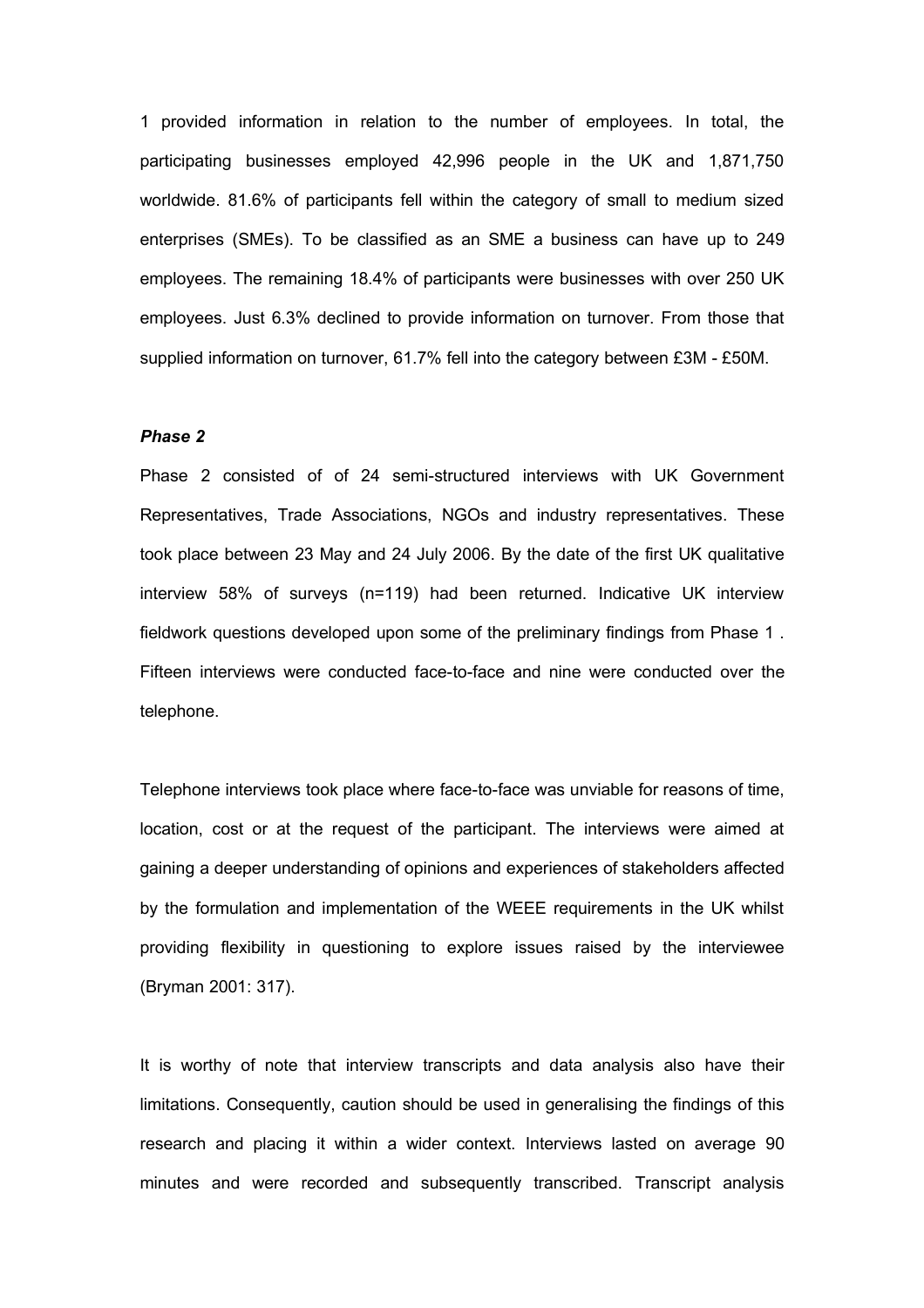1 provided information in relation to the number of employees. In total, the participating businesses employed 42,996 people in the UK and 1,871,750 worldwide. 81.6% of participants fell within the category of small to medium sized enterprises (SMEs). To be classified as an SME a business can have up to 249 employees. The remaining 18.4% of participants were businesses with over 250 UK employees. Just 6.3% declined to provide information on turnover. From those that supplied information on turnover, 61.7% fell into the category between £3M - £50M.

### *Phase 2*

Phase 2 consisted of of 24 semi-structured interviews with UK Government Representatives, Trade Associations, NGOs and industry representatives. These took place between 23 May and 24 July 2006. By the date of the first UK qualitative interview 58% of surveys (n=119) had been returned. Indicative UK interview fieldwork questions developed upon some of the preliminary findings from Phase 1 . Fifteen interviews were conducted face-to-face and nine were conducted over the telephone.

Telephone interviews took place where face-to-face was unviable for reasons of time, location, cost or at the request of the participant. The interviews were aimed at gaining a deeper understanding of opinions and experiences of stakeholders affected by the formulation and implementation of the WEEE requirements in the UK whilst providing flexibility in questioning to explore issues raised by the interviewee (Bryman 2001: 317).

It is worthy of note that interview transcripts and data analysis also have their limitations. Consequently, caution should be used in generalising the findings of this research and placing it within a wider context. Interviews lasted on average 90 minutes and were recorded and subsequently transcribed. Transcript analysis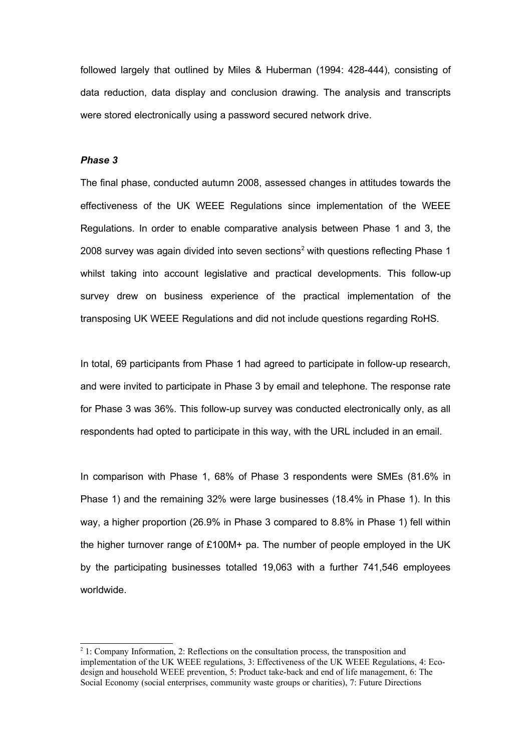followed largely that outlined by Miles & Huberman (1994: 428-444), consisting of data reduction, data display and conclusion drawing. The analysis and transcripts were stored electronically using a password secured network drive.

### *Phase 3*

The final phase, conducted autumn 2008, assessed changes in attitudes towards the effectiveness of the UK WEEE Regulations since implementation of the WEEE Regulations. In order to enable comparative analysis between Phase 1 and 3, the 2008 survey was again divided into seven sections[2] with questions reflecting Phase 1 whilst taking into account legislative and practical developments. This follow-up survey drew on business experience of the practical implementation of the transposing UK WEEE Regulations and did not include questions regarding RoHS.

In total, 69 participants from Phase 1 had agreed to participate in follow-up research, and were invited to participate in Phase 3 by email and telephone. The response rate for Phase 3 was 36%. This follow-up survey was conducted electronically only, as all respondents had opted to participate in this way, with the URL included in an email.

In comparison with Phase 1, 68% of Phase 3 respondents were SMEs (81.6% in Phase 1) and the remaining 32% were large businesses (18.4% in Phase 1). In this way, a higher proportion (26.9% in Phase 3 compared to 8.8% in Phase 1) fell within the higher turnover range of £100M+ pa. The number of people employed in the UK by the participating businesses totalled 19,063 with a further 741,546 employees worldwide.

---

[2] 1: Company Information, 2: Reflections on the consultation process, the transposition and implementation of the UK WEEE regulations, 3: Effectiveness of the UK WEEE Regulations, 4: Eco-design and household WEEE prevention, 5: Product take-back and end of life management, 6: The Social Economy (social enterprises, community waste groups or charities), 7: Future Directions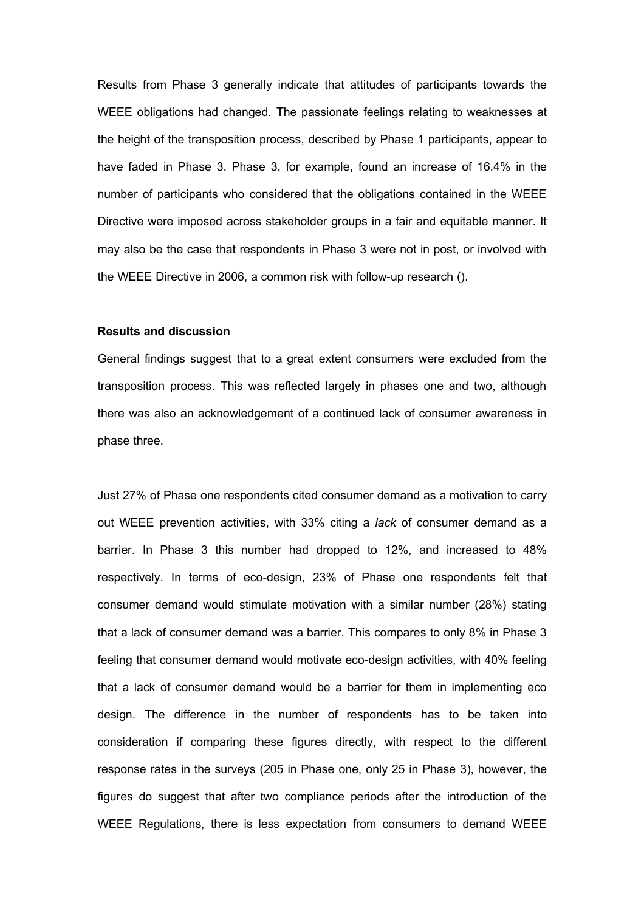Results from Phase 3 generally indicate that attitudes of participants towards the WEEE obligations had changed. The passionate feelings relating to weaknesses at the height of the transposition process, described by Phase 1 participants, appear to have faded in Phase 3. Phase 3, for example, found an increase of 16.4% in the number of participants who considered that the obligations contained in the WEEE Directive were imposed across stakeholder groups in a fair and equitable manner. It may also be the case that respondents in Phase 3 were not in post, or involved with the WEEE Directive in 2006, a common risk with follow-up research ().

**Results and discussion**

General findings suggest that to a great extent consumers were excluded from the transposition process. This was reflected largely in phases one and two, although there was also an acknowledgement of a continued lack of consumer awareness in phase three.

Just 27% of Phase one respondents cited consumer demand as a motivation to carry out WEEE prevention activities, with 33% citing a *lack* of consumer demand as a barrier. In Phase 3 this number had dropped to 12%, and increased to 48% respectively. In terms of eco-design, 23% of Phase one respondents felt that consumer demand would stimulate motivation with a similar number (28%) stating that a lack of consumer demand was a barrier. This compares to only 8% in Phase 3 feeling that consumer demand would motivate eco-design activities, with 40% feeling that a lack of consumer demand would be a barrier for them in implementing eco design. The difference in the number of respondents has to be taken into consideration if comparing these figures directly, with respect to the different response rates in the surveys (205 in Phase one, only 25 in Phase 3), however, the figures do suggest that after two compliance periods after the introduction of the WEEE Regulations, there is less expectation from consumers to demand WEEE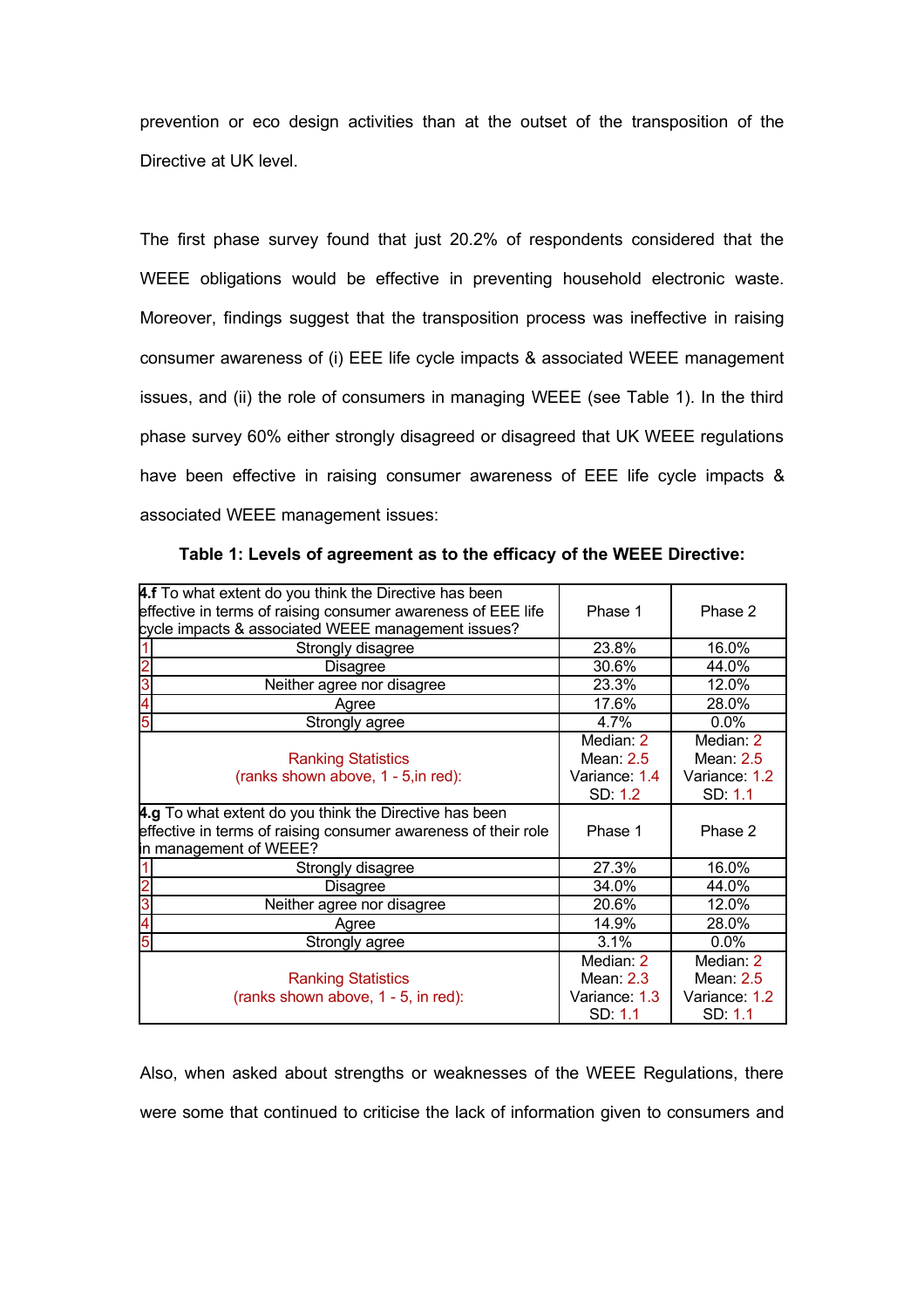prevention or eco design activities than at the outset of the transposition of the Directive at UK level.

The first phase survey found that just 20.2% of respondents considered that the WEEE obligations would be effective in preventing household electronic waste. Moreover, findings suggest that the transposition process was ineffective in raising consumer awareness of (i) EEE life cycle impacts & associated WEEE management issues, and (ii) the role of consumers in managing WEEE (see Table 1). In the third phase survey 60% either strongly disagreed or disagreed that UK WEEE regulations have been effective in raising consumer awareness of EEE life cycle impacts & associated WEEE management issues:

**Table 1: Levels of agreement as to the efficacy of the WEEE Directive:**

| | **4.f** To what extent do you think the Directive has been effective in terms of raising consumer awareness of EEE life cycle impacts & associated WEEE management issues? | Phase 1 | Phase 2 |
|---|---|---|---|
| 1 | Strongly disagree | 23.8% | 16.0% |
| 2 | Disagree | 30.6% | 44.0% |
| 3 | Neither agree nor disagree | 23.3% | 12.0% |
| 4 | Agree | 17.6% | 28.0% |
| 5 | Strongly agree | 4.7% | 0.0% |
| | Ranking Statistics (ranks shown above, 1 - 5,in red): | Median: 2 Mean: 2.5 Variance: 1.4 SD: 1.2 | Median: 2 Mean: 2.5 Variance: 1.2 SD: 1.1 |
| | **4.g** To what extent do you think the Directive has been effective in terms of raising consumer awareness of their role in management of WEEE? | Phase 1 | Phase 2 |
| 1 | Strongly disagree | 27.3% | 16.0% |
| 2 | Disagree | 34.0% | 44.0% |
| 3 | Neither agree nor disagree | 20.6% | 12.0% |
| 4 | Agree | 14.9% | 28.0% |
| 5 | Strongly agree | 3.1% | 0.0% |
| | Ranking Statistics (ranks shown above, 1 - 5, in red): | Median: 2 Mean: 2.3 Variance: 1.3 SD: 1.1 | Median: 2 Mean: 2.5 Variance: 1.2 SD: 1.1 |

Also, when asked about strengths or weaknesses of the WEEE Regulations, there were some that continued to criticise the lack of information given to consumers and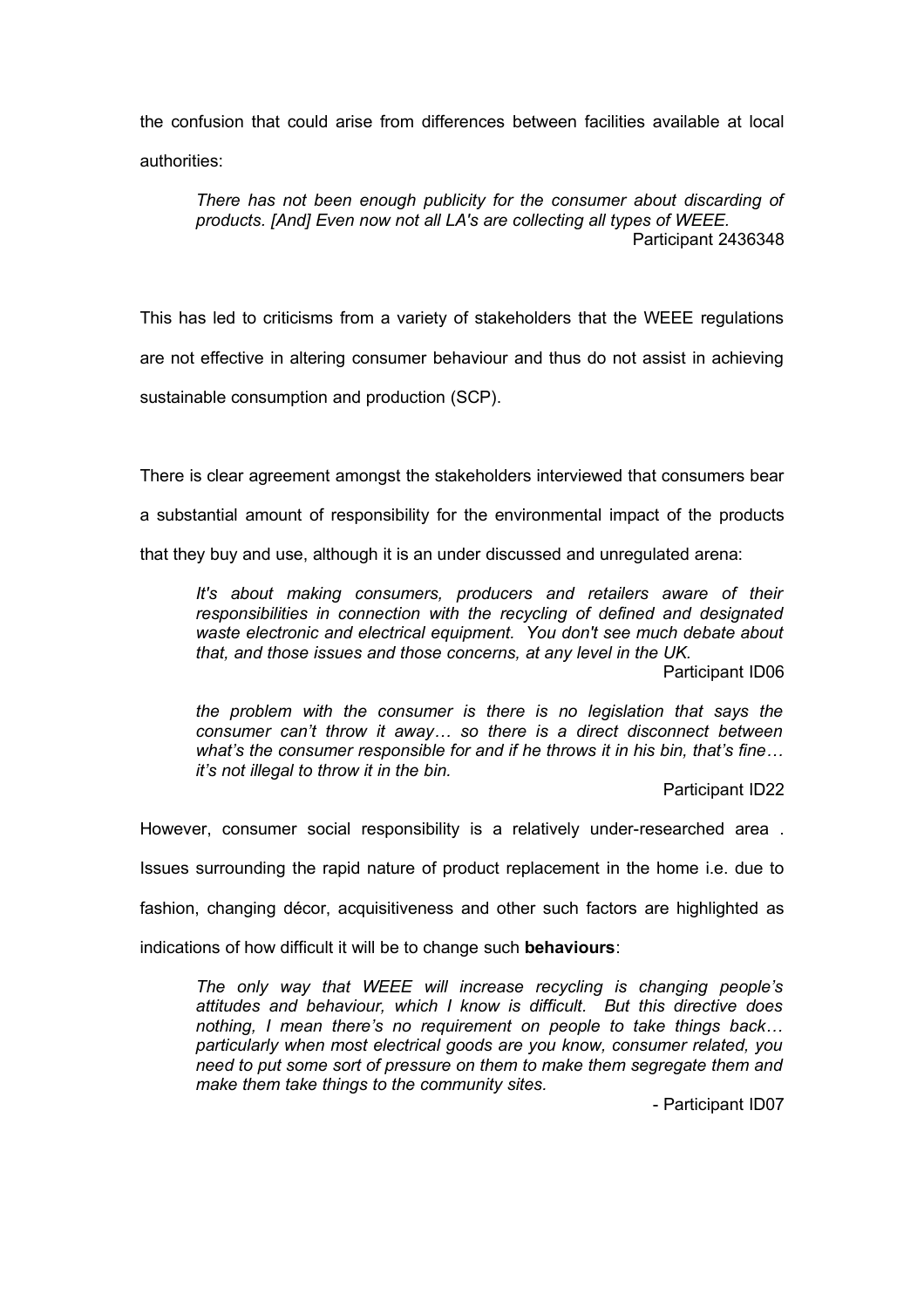the confusion that could arise from differences between facilities available at local authorities:

> *There has not been enough publicity for the consumer about discarding of products. [And] Even now not all LA's are collecting all types of WEEE.*
> Participant 2436348

This has led to criticisms from a variety of stakeholders that the WEEE regulations are not effective in altering consumer behaviour and thus do not assist in achieving sustainable consumption and production (SCP).

There is clear agreement amongst the stakeholders interviewed that consumers bear a substantial amount of responsibility for the environmental impact of the products that they buy and use, although it is an under discussed and unregulated arena:

> *It's about making consumers, producers and retailers aware of their responsibilities in connection with the recycling of defined and designated waste electronic and electrical equipment. You don't see much debate about that, and those issues and those concerns, at any level in the UK.*
> Participant ID06

> *the problem with the consumer is there is no legislation that says the consumer can't throw it away… so there is a direct disconnect between what's the consumer responsible for and if he throws it in his bin, that's fine… it's not illegal to throw it in the bin.*
> Participant ID22

However, consumer social responsibility is a relatively under-researched area . Issues surrounding the rapid nature of product replacement in the home i.e. due to fashion, changing décor, acquisitiveness and other such factors are highlighted as indications of how difficult it will be to change such **behaviours**:

> *The only way that WEEE will increase recycling is changing people's attitudes and behaviour, which I know is difficult. But this directive does nothing, I mean there's no requirement on people to take things back… particularly when most electrical goods are you know, consumer related, you need to put some sort of pressure on them to make them segregate them and make them take things to the community sites.*
> \- Participant ID07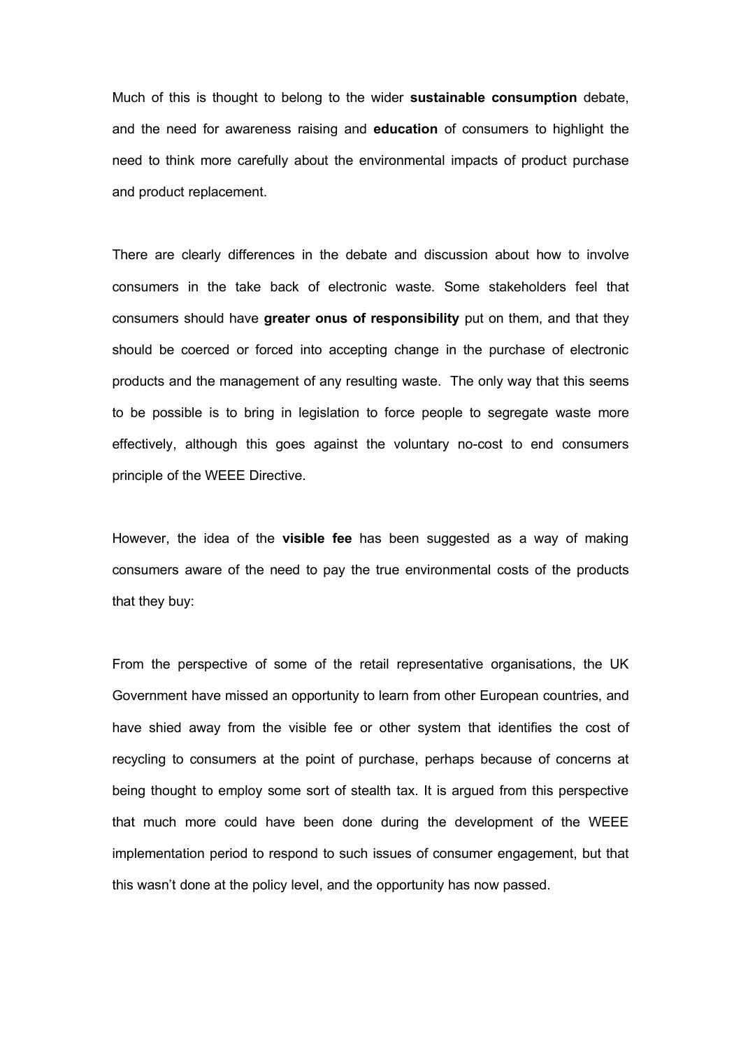Much of this is thought to belong to the wider **sustainable consumption** debate, and the need for awareness raising and **education** of consumers to highlight the need to think more carefully about the environmental impacts of product purchase and product replacement.

There are clearly differences in the debate and discussion about how to involve consumers in the take back of electronic waste. Some stakeholders feel that consumers should have **greater onus of responsibility** put on them, and that they should be coerced or forced into accepting change in the purchase of electronic products and the management of any resulting waste. The only way that this seems to be possible is to bring in legislation to force people to segregate waste more effectively, although this goes against the voluntary no-cost to end consumers principle of the WEEE Directive.

However, the idea of the **visible fee** has been suggested as a way of making consumers aware of the need to pay the true environmental costs of the products that they buy:

From the perspective of some of the retail representative organisations, the UK Government have missed an opportunity to learn from other European countries, and have shied away from the visible fee or other system that identifies the cost of recycling to consumers at the point of purchase, perhaps because of concerns at being thought to employ some sort of stealth tax. It is argued from this perspective that much more could have been done during the development of the WEEE implementation period to respond to such issues of consumer engagement, but that this wasn't done at the policy level, and the opportunity has now passed.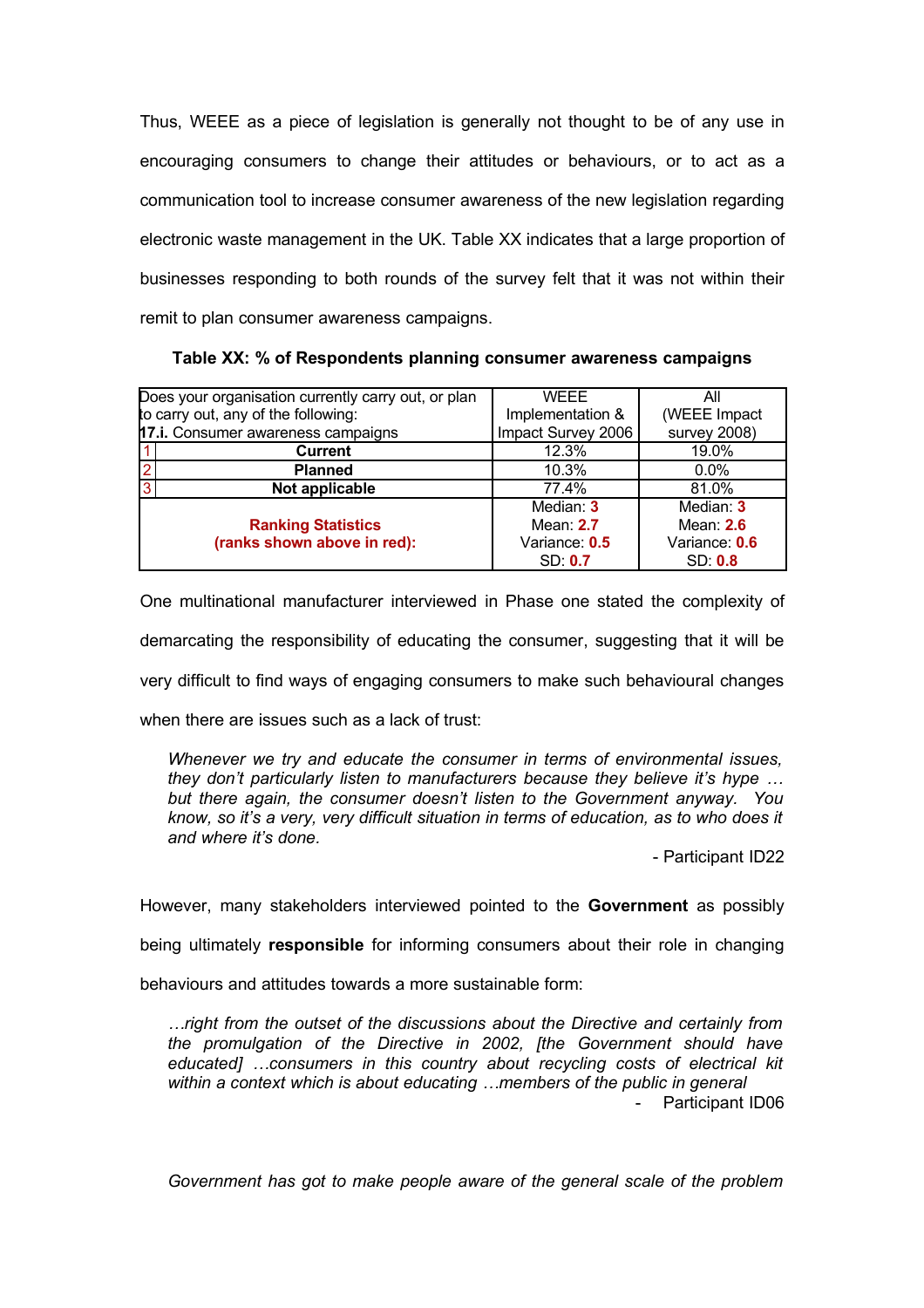Thus, WEEE as a piece of legislation is generally not thought to be of any use in encouraging consumers to change their attitudes or behaviours, or to act as a communication tool to increase consumer awareness of the new legislation regarding electronic waste management in the UK. Table XX indicates that a large proportion of businesses responding to both rounds of the survey felt that it was not within their remit to plan consumer awareness campaigns.

**Table XX: % of Respondents planning consumer awareness campaigns**

| Does your organisation currently carry out, or plan to carry out, any of the following: **17.i.** Consumer awareness campaigns | | WEEE Implementation & Impact Survey 2006 | All (WEEE Impact survey 2008) |
|---|---|---|---|
| 1 | **Current** | 12.3% | 19.0% |
| 2 | **Planned** | 10.3% | 0.0% |
| 3 | **Not applicable** | 77.4% | 81.0% |
| **Ranking Statistics (ranks shown above in red):** | | Median: **3** Mean: **2.7** Variance: **0.5** SD: **0.7** | Median: **3** Mean: **2.6** Variance: **0.6** SD: **0.8** |

One multinational manufacturer interviewed in Phase one stated the complexity of demarcating the responsibility of educating the consumer, suggesting that it will be very difficult to find ways of engaging consumers to make such behavioural changes when there are issues such as a lack of trust:

> *Whenever we try and educate the consumer in terms of environmental issues, they don't particularly listen to manufacturers because they believe it's hype … but there again, the consumer doesn't listen to the Government anyway. You know, so it's a very, very difficult situation in terms of education, as to who does it and where it's done.*
>
> \- Participant ID22

However, many stakeholders interviewed pointed to the **Government** as possibly being ultimately **responsible** for informing consumers about their role in changing behaviours and attitudes towards a more sustainable form:

> *…right from the outset of the discussions about the Directive and certainly from the promulgation of the Directive in 2002, [the Government should have educated] …consumers in this country about recycling costs of electrical kit within a context which is about educating …members of the public in general*
>
> \- Participant ID06

> *Government has got to make people aware of the general scale of the problem*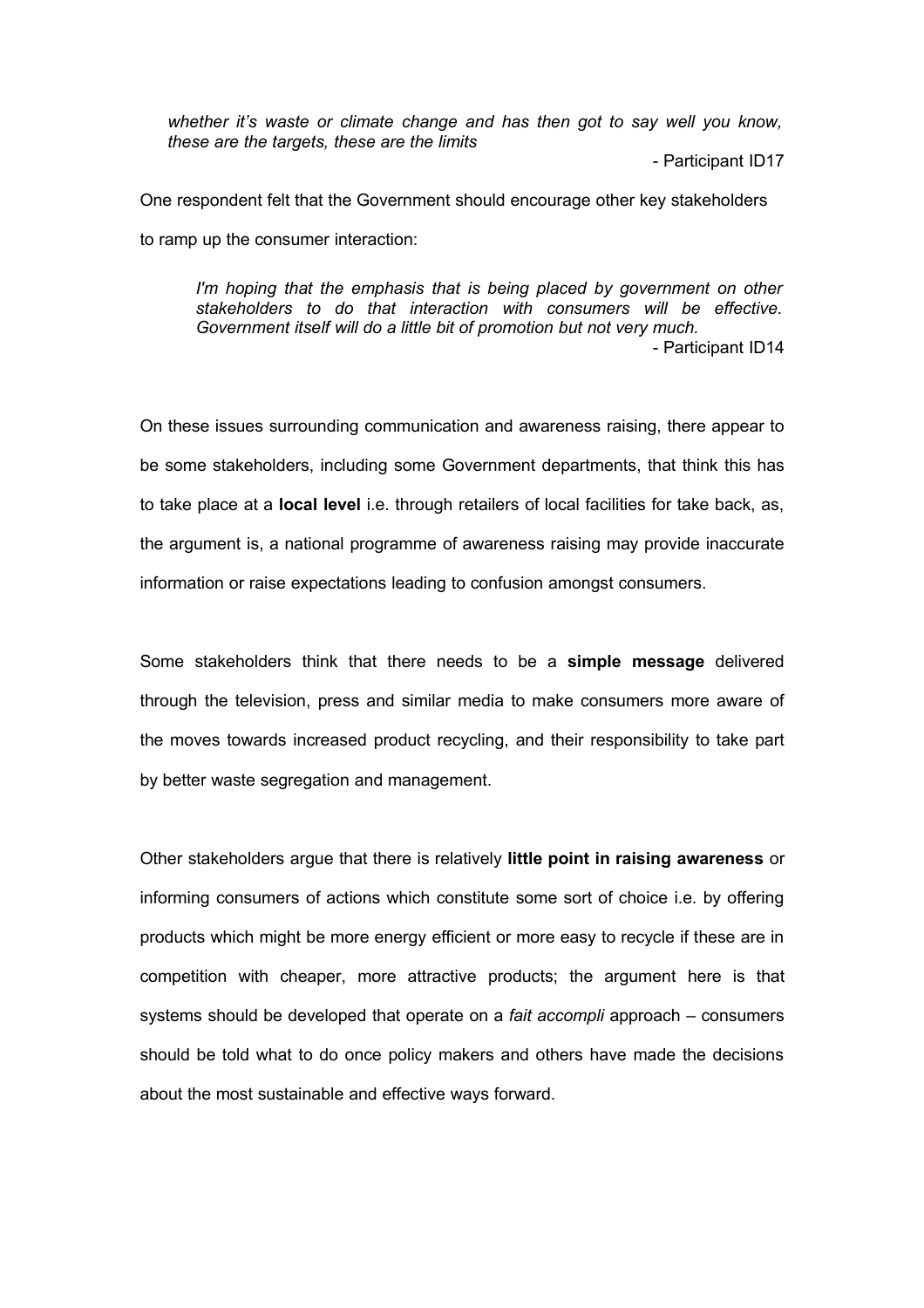> *whether it's waste or climate change and has then got to say well you know, these are the targets, these are the limits*
>
> \- Participant ID17

One respondent felt that the Government should encourage other key stakeholders to ramp up the consumer interaction:

> *I'm hoping that the emphasis that is being placed by government on other stakeholders to do that interaction with consumers will be effective. Government itself will do a little bit of promotion but not very much.*
>
> \- Participant ID14

On these issues surrounding communication and awareness raising, there appear to be some stakeholders, including some Government departments, that think this has to take place at a **local level** i.e. through retailers of local facilities for take back, as, the argument is, a national programme of awareness raising may provide inaccurate information or raise expectations leading to confusion amongst consumers.

Some stakeholders think that there needs to be a **simple message** delivered through the television, press and similar media to make consumers more aware of the moves towards increased product recycling, and their responsibility to take part by better waste segregation and management.

Other stakeholders argue that there is relatively **little point in raising awareness** or informing consumers of actions which constitute some sort of choice i.e. by offering products which might be more energy efficient or more easy to recycle if these are in competition with cheaper, more attractive products; the argument here is that systems should be developed that operate on a *fait accompli* approach – consumers should be told what to do once policy makers and others have made the decisions about the most sustainable and effective ways forward.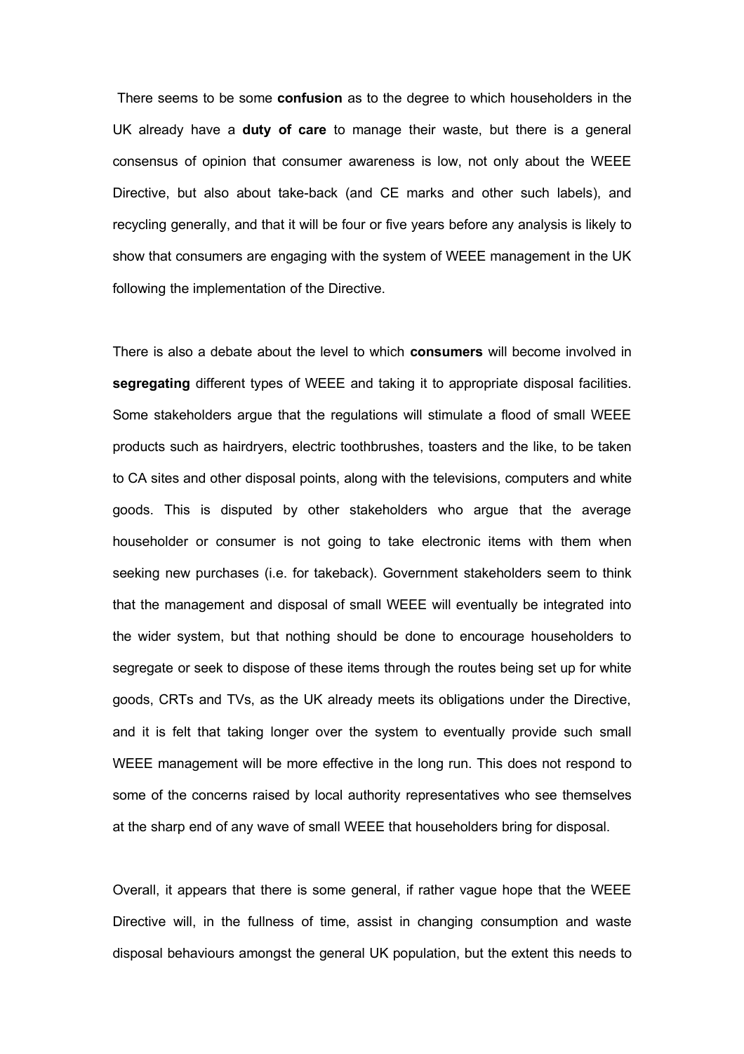There seems to be some **confusion** as to the degree to which householders in the UK already have a **duty of care** to manage their waste, but there is a general consensus of opinion that consumer awareness is low, not only about the WEEE Directive, but also about take-back (and CE marks and other such labels), and recycling generally, and that it will be four or five years before any analysis is likely to show that consumers are engaging with the system of WEEE management in the UK following the implementation of the Directive.

There is also a debate about the level to which **consumers** will become involved in **segregating** different types of WEEE and taking it to appropriate disposal facilities. Some stakeholders argue that the regulations will stimulate a flood of small WEEE products such as hairdryers, electric toothbrushes, toasters and the like, to be taken to CA sites and other disposal points, along with the televisions, computers and white goods. This is disputed by other stakeholders who argue that the average householder or consumer is not going to take electronic items with them when seeking new purchases (i.e. for takeback). Government stakeholders seem to think that the management and disposal of small WEEE will eventually be integrated into the wider system, but that nothing should be done to encourage householders to segregate or seek to dispose of these items through the routes being set up for white goods, CRTs and TVs, as the UK already meets its obligations under the Directive, and it is felt that taking longer over the system to eventually provide such small WEEE management will be more effective in the long run. This does not respond to some of the concerns raised by local authority representatives who see themselves at the sharp end of any wave of small WEEE that householders bring for disposal.

Overall, it appears that there is some general, if rather vague hope that the WEEE Directive will, in the fullness of time, assist in changing consumption and waste disposal behaviours amongst the general UK population, but the extent this needs to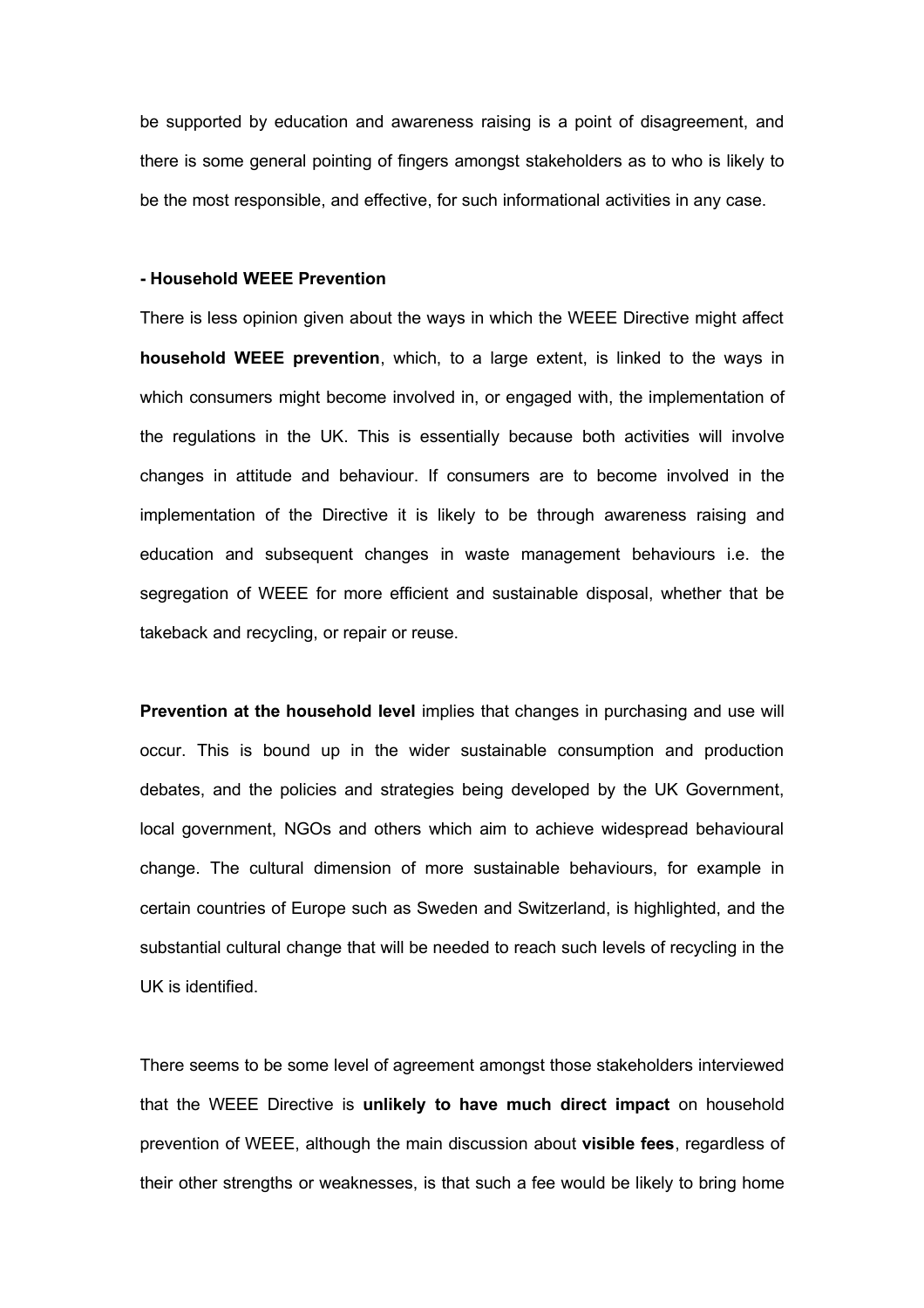be supported by education and awareness raising is a point of disagreement, and there is some general pointing of fingers amongst stakeholders as to who is likely to be the most responsible, and effective, for such informational activities in any case.

**- Household WEEE Prevention**

There is less opinion given about the ways in which the WEEE Directive might affect **household WEEE prevention**, which, to a large extent, is linked to the ways in which consumers might become involved in, or engaged with, the implementation of the regulations in the UK. This is essentially because both activities will involve changes in attitude and behaviour. If consumers are to become involved in the implementation of the Directive it is likely to be through awareness raising and education and subsequent changes in waste management behaviours i.e. the segregation of WEEE for more efficient and sustainable disposal, whether that be takeback and recycling, or repair or reuse.

**Prevention at the household level** implies that changes in purchasing and use will occur. This is bound up in the wider sustainable consumption and production debates, and the policies and strategies being developed by the UK Government, local government, NGOs and others which aim to achieve widespread behavioural change. The cultural dimension of more sustainable behaviours, for example in certain countries of Europe such as Sweden and Switzerland, is highlighted, and the substantial cultural change that will be needed to reach such levels of recycling in the UK is identified.

There seems to be some level of agreement amongst those stakeholders interviewed that the WEEE Directive is **unlikely to have much direct impact** on household prevention of WEEE, although the main discussion about **visible fees**, regardless of their other strengths or weaknesses, is that such a fee would be likely to bring home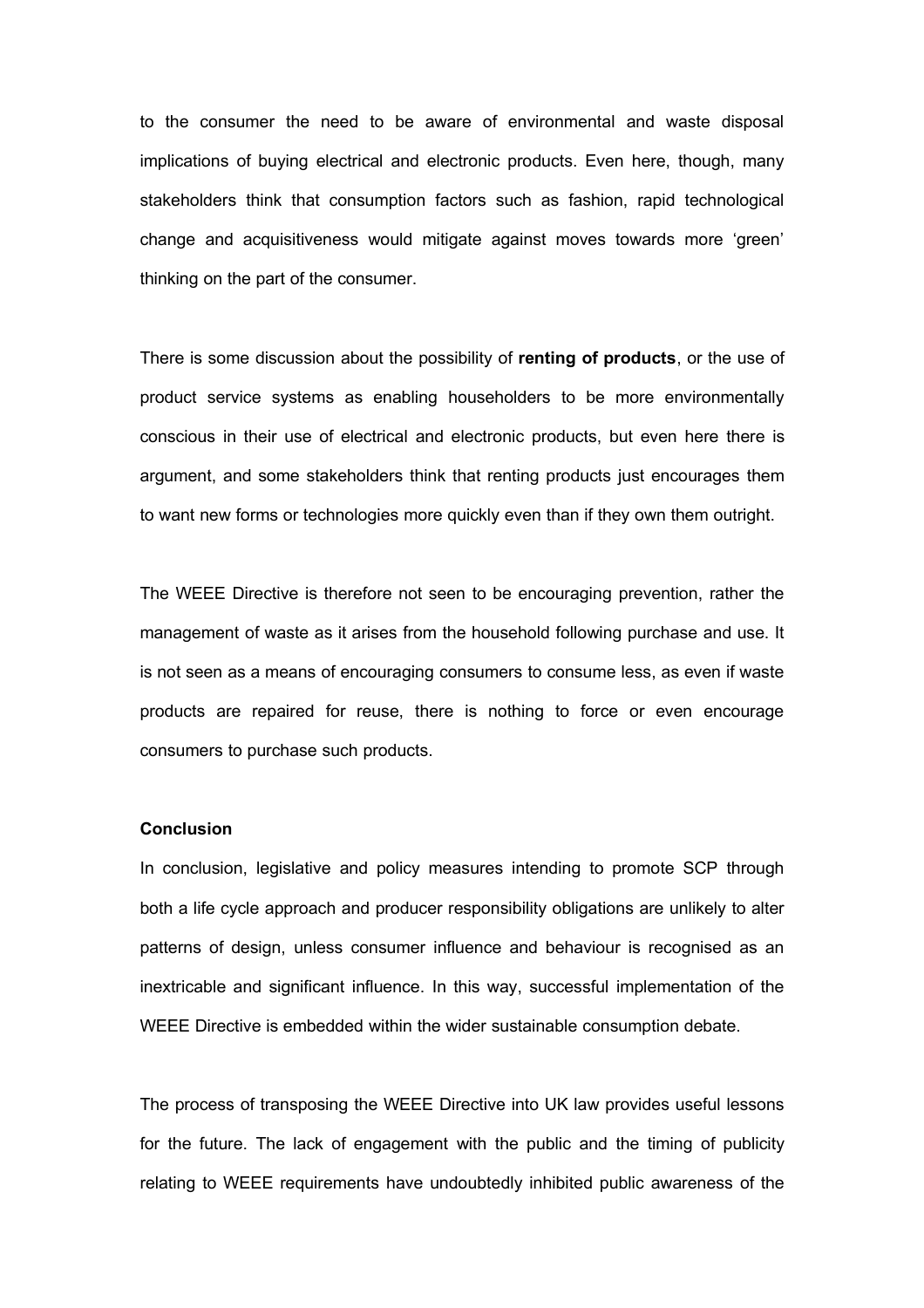to the consumer the need to be aware of environmental and waste disposal implications of buying electrical and electronic products. Even here, though, many stakeholders think that consumption factors such as fashion, rapid technological change and acquisitiveness would mitigate against moves towards more 'green' thinking on the part of the consumer.

There is some discussion about the possibility of **renting of products**, or the use of product service systems as enabling householders to be more environmentally conscious in their use of electrical and electronic products, but even here there is argument, and some stakeholders think that renting products just encourages them to want new forms or technologies more quickly even than if they own them outright.

The WEEE Directive is therefore not seen to be encouraging prevention, rather the management of waste as it arises from the household following purchase and use. It is not seen as a means of encouraging consumers to consume less, as even if waste products are repaired for reuse, there is nothing to force or even encourage consumers to purchase such products.

**Conclusion**

In conclusion, legislative and policy measures intending to promote SCP through both a life cycle approach and producer responsibility obligations are unlikely to alter patterns of design, unless consumer influence and behaviour is recognised as an inextricable and significant influence. In this way, successful implementation of the WEEE Directive is embedded within the wider sustainable consumption debate.

The process of transposing the WEEE Directive into UK law provides useful lessons for the future. The lack of engagement with the public and the timing of publicity relating to WEEE requirements have undoubtedly inhibited public awareness of the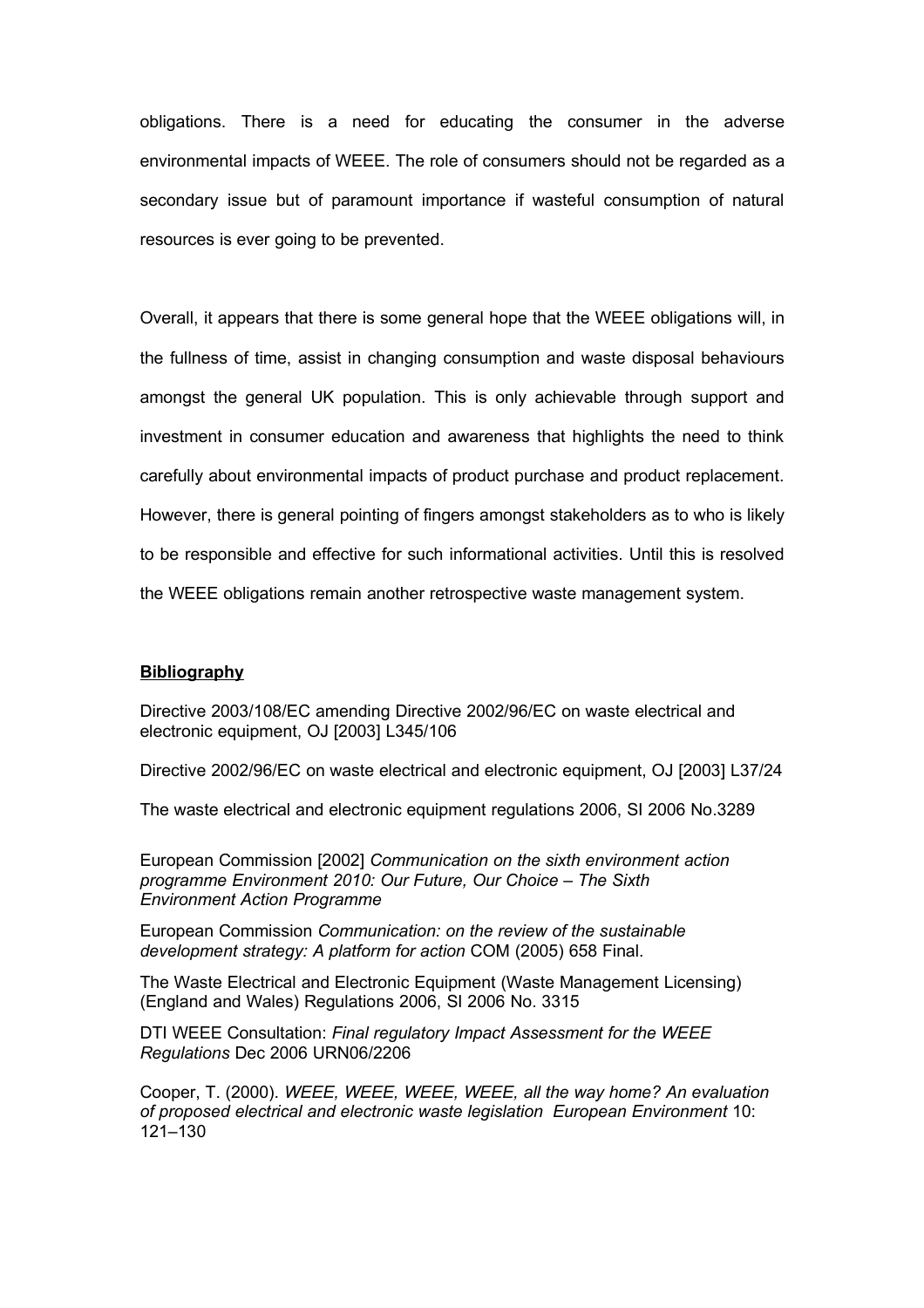obligations. There is a need for educating the consumer in the adverse environmental impacts of WEEE. The role of consumers should not be regarded as a secondary issue but of paramount importance if wasteful consumption of natural resources is ever going to be prevented.

Overall, it appears that there is some general hope that the WEEE obligations will, in the fullness of time, assist in changing consumption and waste disposal behaviours amongst the general UK population. This is only achievable through support and investment in consumer education and awareness that highlights the need to think carefully about environmental impacts of product purchase and product replacement. However, there is general pointing of fingers amongst stakeholders as to who is likely to be responsible and effective for such informational activities. Until this is resolved the WEEE obligations remain another retrospective waste management system.

## Bibliography

Directive 2003/108/EC amending Directive 2002/96/EC on waste electrical and electronic equipment, OJ [2003] L345/106

Directive 2002/96/EC on waste electrical and electronic equipment, OJ [2003] L37/24

The waste electrical and electronic equipment regulations 2006, SI 2006 No.3289

European Commission [2002] *Communication on the sixth environment action programme Environment 2010: Our Future, Our Choice – The Sixth Environment Action Programme*

European Commission *Communication: on the review of the sustainable development strategy: A platform for action* COM (2005) 658 Final.

The Waste Electrical and Electronic Equipment (Waste Management Licensing) (England and Wales) Regulations 2006, SI 2006 No. 3315

DTI WEEE Consultation: *Final regulatory Impact Assessment for the WEEE Regulations* Dec 2006 URN06/2206

Cooper, T. (2000). *WEEE, WEEE, WEEE, WEEE, all the way home? An evaluation of proposed electrical and electronic waste legislation European Environment* 10: 121–130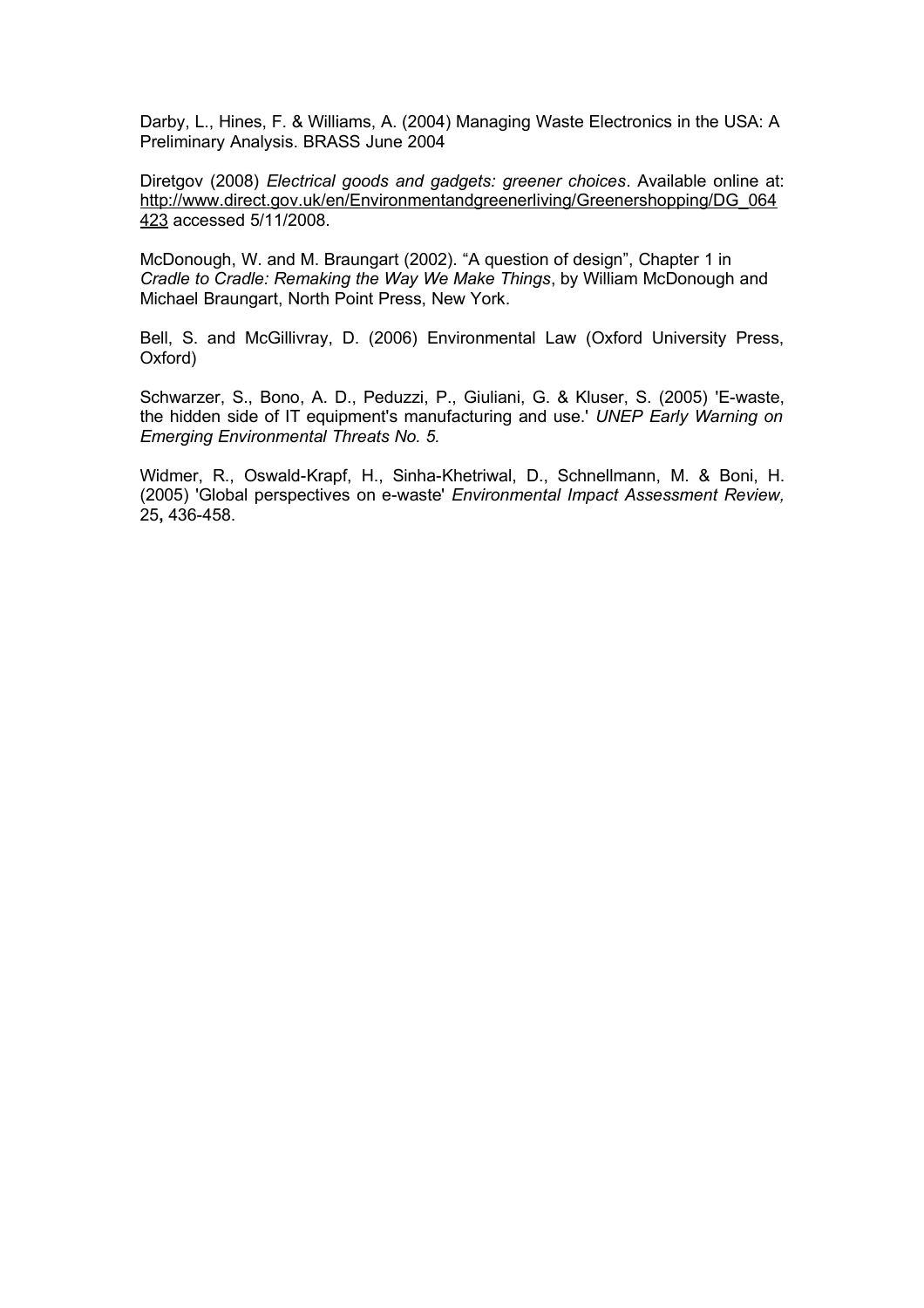Darby, L., Hines, F. & Williams, A. (2004) Managing Waste Electronics in the USA: A Preliminary Analysis. BRASS June 2004

Diretgov (2008) *Electrical goods and gadgets: greener choices*. Available online at: http://www.direct.gov.uk/en/Environmentandgreenerliving/Greenershopping/DG_064423 accessed 5/11/2008.

McDonough, W. and M. Braungart (2002). "A question of design", Chapter 1 in *Cradle to Cradle: Remaking the Way We Make Things*, by William McDonough and Michael Braungart, North Point Press, New York.

Bell, S. and McGillivray, D. (2006) Environmental Law (Oxford University Press, Oxford)

Schwarzer, S., Bono, A. D., Peduzzi, P., Giuliani, G. & Kluser, S. (2005) 'E-waste, the hidden side of IT equipment's manufacturing and use.' *UNEP Early Warning on Emerging Environmental Threats No. 5.*

Widmer, R., Oswald-Krapf, H., Sinha-Khetriwal, D., Schnellmann, M. & Boni, H. (2005) 'Global perspectives on e-waste' *Environmental Impact Assessment Review,* 25**,** 436-458.